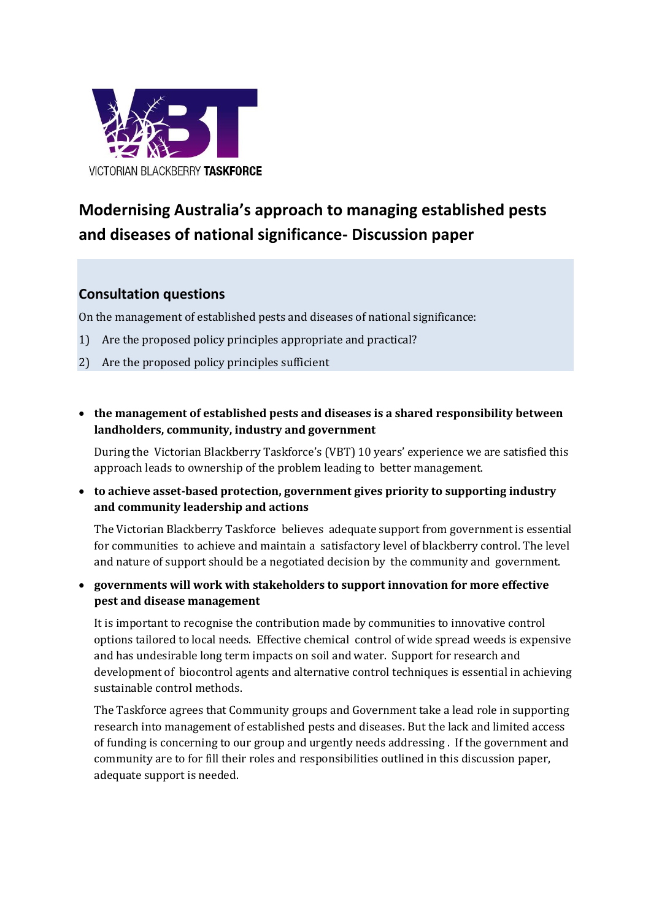VICTORIAN BLACKBERRY **TASKFORCE**

# Modernising Australia's approach to managing established pests and diseases of national significance- Discussion paper

## Consultation questions

On the management of established pests and diseases of national significance:

1) Are the proposed policy principles appropriate and practical?
2) Are the proposed policy principles sufficient

- **the management of established pests and diseases is a shared responsibility between landholders, community, industry and government**

  During the Victorian Blackberry Taskforce's (VBT) 10 years' experience we are satisfied this approach leads to ownership of the problem leading to better management.

- **to achieve asset-based protection, government gives priority to supporting industry and community leadership and actions**

  The Victorian Blackberry Taskforce believes adequate support from government is essential for communities to achieve and maintain a satisfactory level of blackberry control. The level and nature of support should be a negotiated decision by the community and government.

- **governments will work with stakeholders to support innovation for more effective pest and disease management**

  It is important to recognise the contribution made by communities to innovative control options tailored to local needs. Effective chemical control of wide spread weeds is expensive and has undesirable long term impacts on soil and water. Support for research and development of biocontrol agents and alternative control techniques is essential in achieving sustainable control methods.

  The Taskforce agrees that Community groups and Government take a lead role in supporting research into management of established pests and diseases. But the lack and limited access of funding is concerning to our group and urgently needs addressing . If the government and community are to for fill their roles and responsibilities outlined in this discussion paper, adequate support is needed.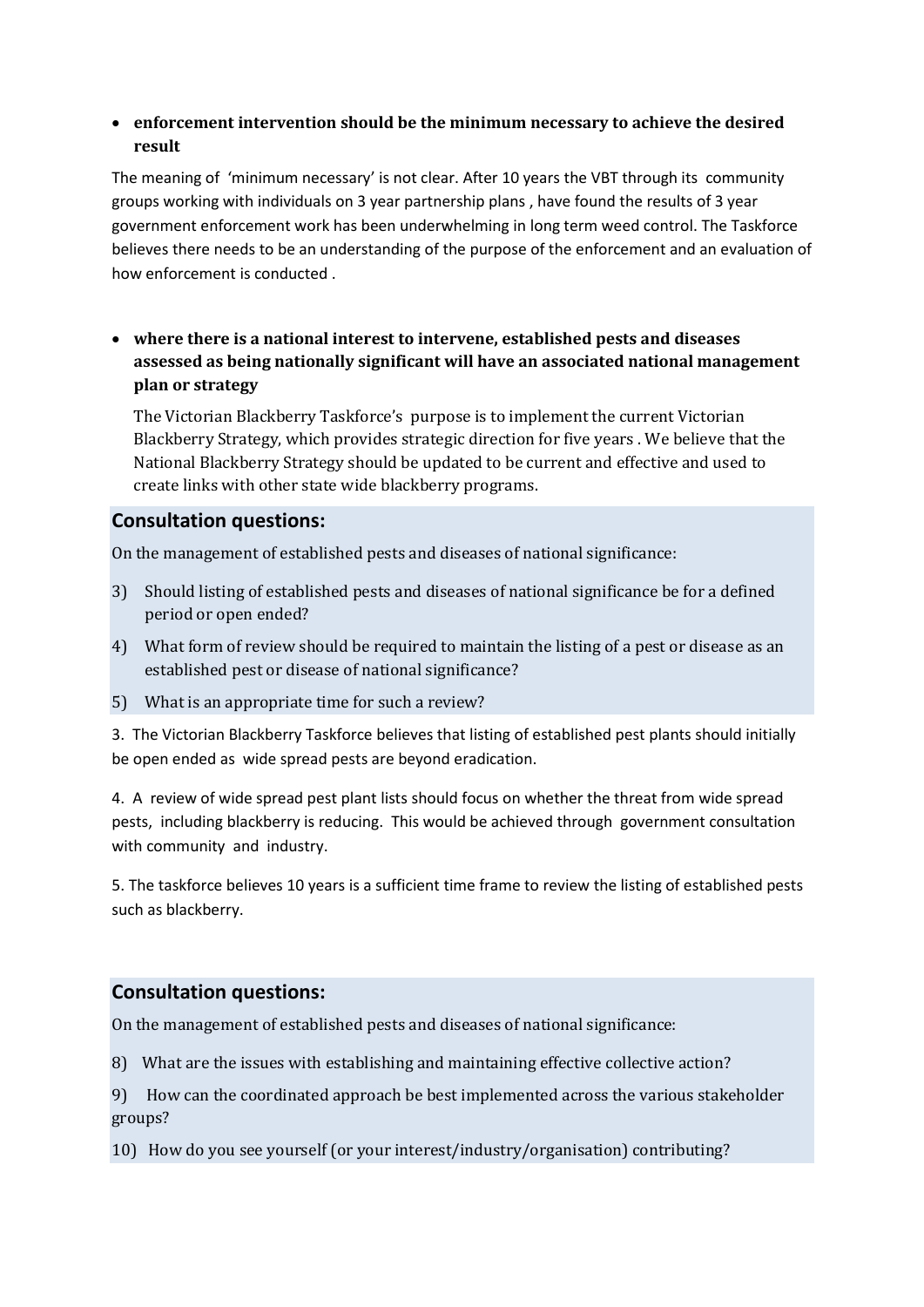- **enforcement intervention should be the minimum necessary to achieve the desired result**

The meaning of 'minimum necessary' is not clear. After 10 years the VBT through its community groups working with individuals on 3 year partnership plans , have found the results of 3 year government enforcement work has been underwhelming in long term weed control. The Taskforce believes there needs to be an understanding of the purpose of the enforcement and an evaluation of how enforcement is conducted .

- **where there is a national interest to intervene, established pests and diseases assessed as being nationally significant will have an associated national management plan or strategy**

  The Victorian Blackberry Taskforce's purpose is to implement the current Victorian Blackberry Strategy, which provides strategic direction for five years . We believe that the National Blackberry Strategy should be updated to be current and effective and used to create links with other state wide blackberry programs.

## Consultation questions:

On the management of established pests and diseases of national significance:

3) Should listing of established pests and diseases of national significance be for a defined period or open ended?
4) What form of review should be required to maintain the listing of a pest or disease as an established pest or disease of national significance?
5) What is an appropriate time for such a review?

3. The Victorian Blackberry Taskforce believes that listing of established pest plants should initially be open ended as wide spread pests are beyond eradication.

4. A review of wide spread pest plant lists should focus on whether the threat from wide spread pests, including blackberry is reducing. This would be achieved through government consultation with community and industry.

5. The taskforce believes 10 years is a sufficient time frame to review the listing of established pests such as blackberry.

## Consultation questions:

On the management of established pests and diseases of national significance:

8) What are the issues with establishing and maintaining effective collective action?
9) How can the coordinated approach be best implemented across the various stakeholder groups?
10) How do you see yourself (or your interest/industry/organisation) contributing?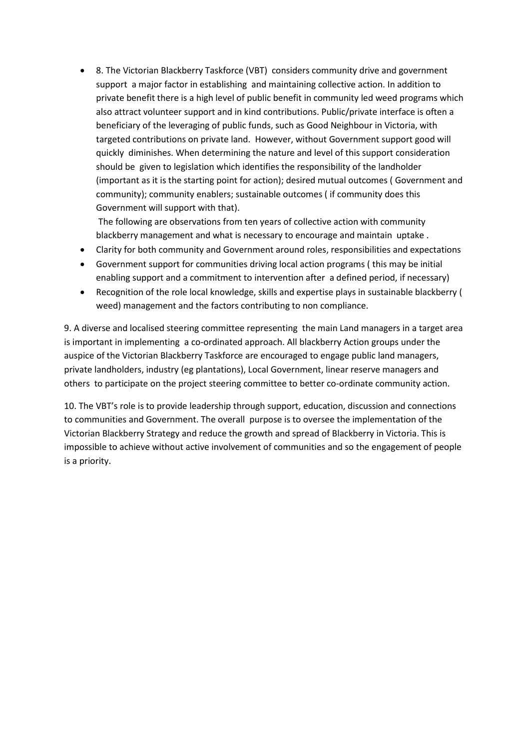- 8. The Victorian Blackberry Taskforce (VBT) considers community drive and government support a major factor in establishing and maintaining collective action. In addition to private benefit there is a high level of public benefit in community led weed programs which also attract volunteer support and in kind contributions. Public/private interface is often a beneficiary of the leveraging of public funds, such as Good Neighbour in Victoria, with targeted contributions on private land. However, without Government support good will quickly diminishes. When determining the nature and level of this support consideration should be given to legislation which identifies the responsibility of the landholder (important as it is the starting point for action); desired mutual outcomes ( Government and community); community enablers; sustainable outcomes ( if community does this Government will support with that).

  The following are observations from ten years of collective action with community blackberry management and what is necessary to encourage and maintain uptake .
- Clarity for both community and Government around roles, responsibilities and expectations
- Government support for communities driving local action programs ( this may be initial enabling support and a commitment to intervention after a defined period, if necessary)
- Recognition of the role local knowledge, skills and expertise plays in sustainable blackberry ( weed) management and the factors contributing to non compliance.

9. A diverse and localised steering committee representing the main Land managers in a target area is important in implementing a co-ordinated approach. All blackberry Action groups under the auspice of the Victorian Blackberry Taskforce are encouraged to engage public land managers, private landholders, industry (eg plantations), Local Government, linear reserve managers and others to participate on the project steering committee to better co-ordinate community action.

10. The VBT's role is to provide leadership through support, education, discussion and connections to communities and Government. The overall purpose is to oversee the implementation of the Victorian Blackberry Strategy and reduce the growth and spread of Blackberry in Victoria. This is impossible to achieve without active involvement of communities and so the engagement of people is a priority.